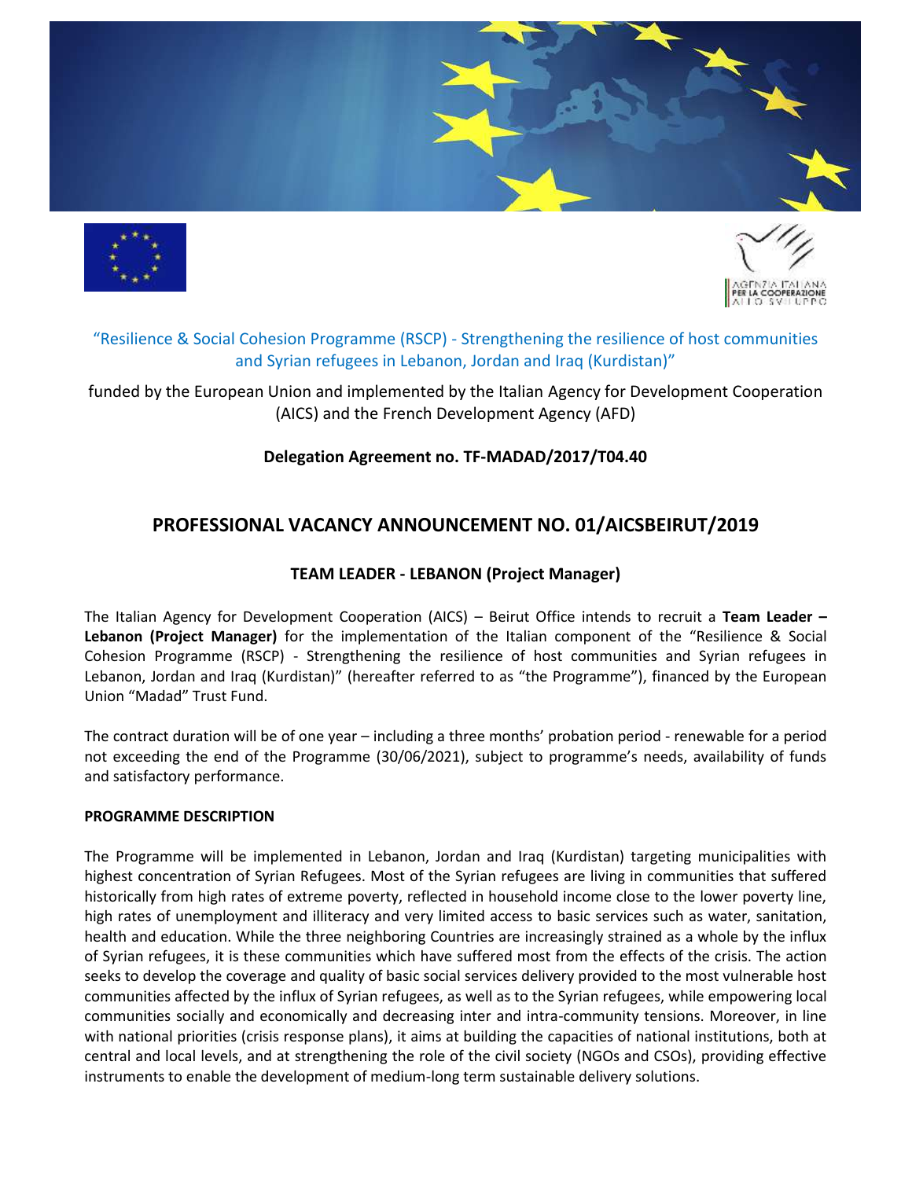"Resilience & Social Cohesion Programme (RSCP) - Strengthening the resilience of host communities and Syrian refugees in Lebanon, Jordan and Iraq (Kurdistan)"

funded by the European Union and implemented by the Italian Agency for Development Cooperation (AICS) and the French Development Agency (AFD)

**Delegation Agreement no. TF-MADAD/2017/T04.40**

# PROFESSIONAL VACANCY ANNOUNCEMENT NO. 01/AICSBEIRUT/2019

## TEAM LEADER - LEBANON (Project Manager)

The Italian Agency for Development Cooperation (AICS) – Beirut Office intends to recruit a **Team Leader – Lebanon (Project Manager)** for the implementation of the Italian component of the "Resilience & Social Cohesion Programme (RSCP) - Strengthening the resilience of host communities and Syrian refugees in Lebanon, Jordan and Iraq (Kurdistan)" (hereafter referred to as "the Programme"), financed by the European Union "Madad" Trust Fund.

The contract duration will be of one year – including a three months' probation period - renewable for a period not exceeding the end of the Programme (30/06/2021), subject to programme's needs, availability of funds and satisfactory performance.

**PROGRAMME DESCRIPTION**

The Programme will be implemented in Lebanon, Jordan and Iraq (Kurdistan) targeting municipalities with highest concentration of Syrian Refugees. Most of the Syrian refugees are living in communities that suffered historically from high rates of extreme poverty, reflected in household income close to the lower poverty line, high rates of unemployment and illiteracy and very limited access to basic services such as water, sanitation, health and education. While the three neighboring Countries are increasingly strained as a whole by the influx of Syrian refugees, it is these communities which have suffered most from the effects of the crisis. The action seeks to develop the coverage and quality of basic social services delivery provided to the most vulnerable host communities affected by the influx of Syrian refugees, as well as to the Syrian refugees, while empowering local communities socially and economically and decreasing inter and intra-community tensions. Moreover, in line with national priorities (crisis response plans), it aims at building the capacities of national institutions, both at central and local levels, and at strengthening the role of the civil society (NGOs and CSOs), providing effective instruments to enable the development of medium-long term sustainable delivery solutions.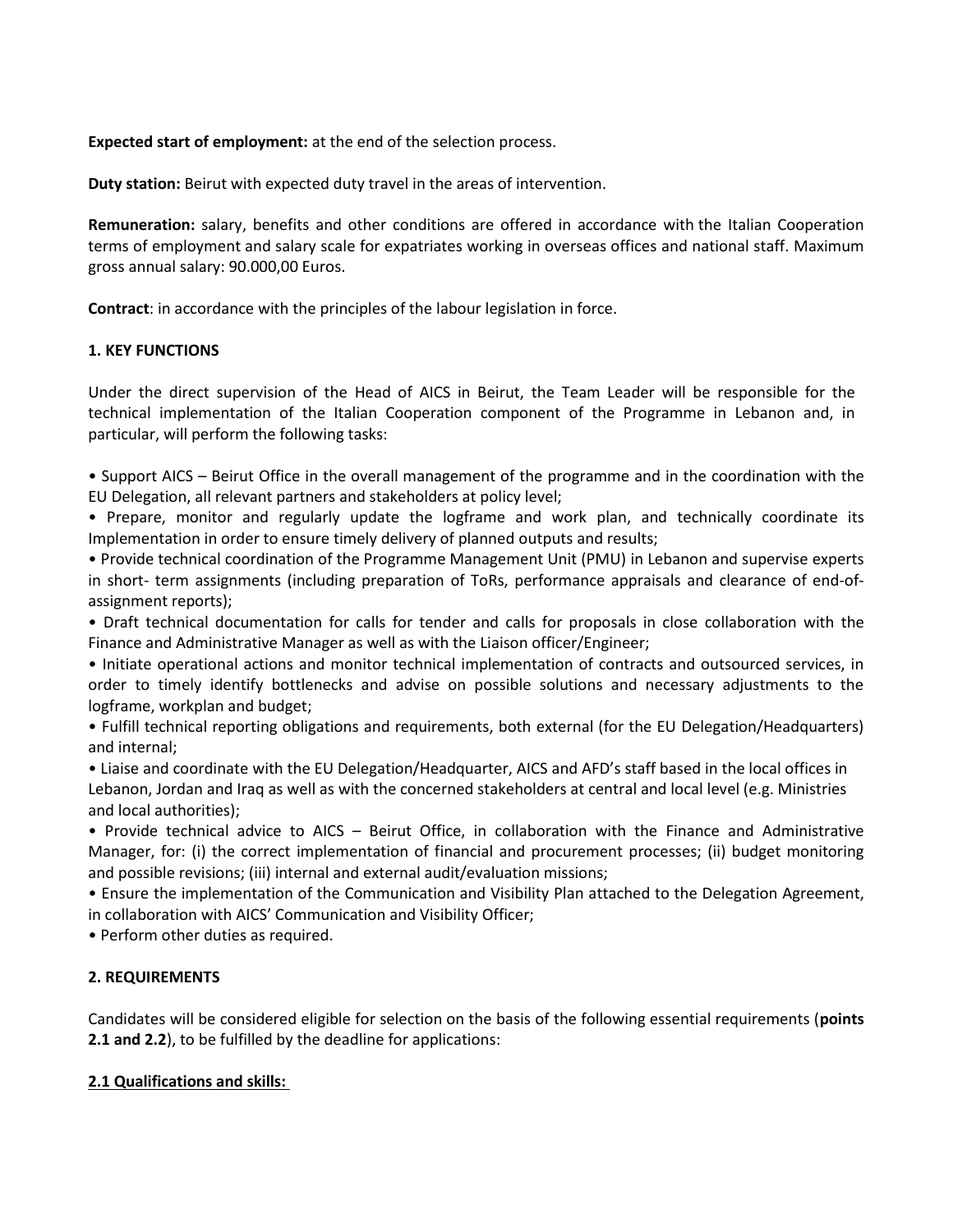**Expected start of employment:** at the end of the selection process.

**Duty station:** Beirut with expected duty travel in the areas of intervention.

**Remuneration:** salary, benefits and other conditions are offered in accordance with the Italian Cooperation terms of employment and salary scale for expatriates working in overseas offices and national staff. Maximum gross annual salary: 90.000,00 Euros.

**Contract**: in accordance with the principles of the labour legislation in force.

### 1. KEY FUNCTIONS

Under the direct supervision of the Head of AICS in Beirut, the Team Leader will be responsible for the technical implementation of the Italian Cooperation component of the Programme in Lebanon and, in particular, will perform the following tasks:

- Support AICS – Beirut Office in the overall management of the programme and in the coordination with the EU Delegation, all relevant partners and stakeholders at policy level;
- Prepare, monitor and regularly update the logframe and work plan, and technically coordinate its Implementation in order to ensure timely delivery of planned outputs and results;
- Provide technical coordination of the Programme Management Unit (PMU) in Lebanon and supervise experts in short- term assignments (including preparation of ToRs, performance appraisals and clearance of end-of-assignment reports);
- Draft technical documentation for calls for tender and calls for proposals in close collaboration with the Finance and Administrative Manager as well as with the Liaison officer/Engineer;
- Initiate operational actions and monitor technical implementation of contracts and outsourced services, in order to timely identify bottlenecks and advise on possible solutions and necessary adjustments to the logframe, workplan and budget;
- Fulfill technical reporting obligations and requirements, both external (for the EU Delegation/Headquarters) and internal;
- Liaise and coordinate with the EU Delegation/Headquarter, AICS and AFD's staff based in the local offices in Lebanon, Jordan and Iraq as well as with the concerned stakeholders at central and local level (e.g. Ministries and local authorities);
- Provide technical advice to AICS – Beirut Office, in collaboration with the Finance and Administrative Manager, for: (i) the correct implementation of financial and procurement processes; (ii) budget monitoring and possible revisions; (iii) internal and external audit/evaluation missions;
- Ensure the implementation of the Communication and Visibility Plan attached to the Delegation Agreement, in collaboration with AICS' Communication and Visibility Officer;
- Perform other duties as required.

### 2. REQUIREMENTS

Candidates will be considered eligible for selection on the basis of the following essential requirements (**points 2.1 and 2.2**), to be fulfilled by the deadline for applications:

#### 2.1 Qualifications and skills: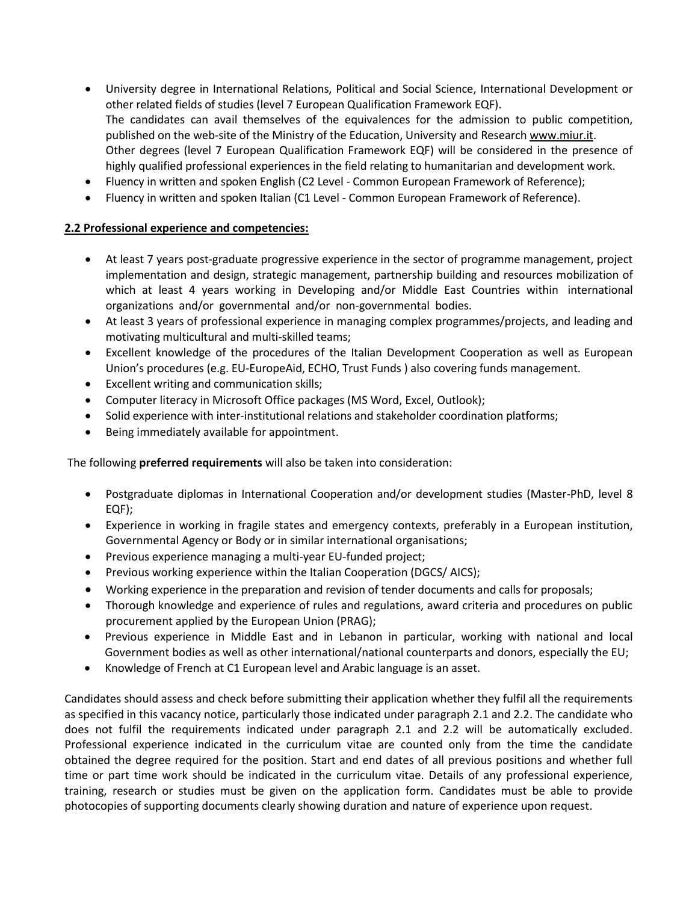- University degree in International Relations, Political and Social Science, International Development or other related fields of studies (level 7 European Qualification Framework EQF).
  The candidates can avail themselves of the equivalences for the admission to public competition, published on the web-site of the Ministry of the Education, University and Research www.miur.it.
  Other degrees (level 7 European Qualification Framework EQF) will be considered in the presence of highly qualified professional experiences in the field relating to humanitarian and development work.
- Fluency in written and spoken English (C2 Level - Common European Framework of Reference);
- Fluency in written and spoken Italian (C1 Level - Common European Framework of Reference).

**2.2 Professional experience and competencies:**

- At least 7 years post-graduate progressive experience in the sector of programme management, project implementation and design, strategic management, partnership building and resources mobilization of which at least 4 years working in Developing and/or Middle East Countries within international organizations and/or governmental and/or non-governmental bodies.
- At least 3 years of professional experience in managing complex programmes/projects, and leading and motivating multicultural and multi-skilled teams;
- Excellent knowledge of the procedures of the Italian Development Cooperation as well as European Union's procedures (e.g. EU-EuropeAid, ECHO, Trust Funds ) also covering funds management.
- Excellent writing and communication skills;
- Computer literacy in Microsoft Office packages (MS Word, Excel, Outlook);
- Solid experience with inter-institutional relations and stakeholder coordination platforms;
- Being immediately available for appointment.

The following **preferred requirements** will also be taken into consideration:

- Postgraduate diplomas in International Cooperation and/or development studies (Master-PhD, level 8 EQF);
- Experience in working in fragile states and emergency contexts, preferably in a European institution, Governmental Agency or Body or in similar international organisations;
- Previous experience managing a multi-year EU-funded project;
- Previous working experience within the Italian Cooperation (DGCS/ AICS);
- Working experience in the preparation and revision of tender documents and calls for proposals;
- Thorough knowledge and experience of rules and regulations, award criteria and procedures on public procurement applied by the European Union (PRAG);
- Previous experience in Middle East and in Lebanon in particular, working with national and local Government bodies as well as other international/national counterparts and donors, especially the EU;
- Knowledge of French at C1 European level and Arabic language is an asset.

Candidates should assess and check before submitting their application whether they fulfil all the requirements as specified in this vacancy notice, particularly those indicated under paragraph 2.1 and 2.2. The candidate who does not fulfil the requirements indicated under paragraph 2.1 and 2.2 will be automatically excluded. Professional experience indicated in the curriculum vitae are counted only from the time the candidate obtained the degree required for the position. Start and end dates of all previous positions and whether full time or part time work should be indicated in the curriculum vitae. Details of any professional experience, training, research or studies must be given on the application form. Candidates must be able to provide photocopies of supporting documents clearly showing duration and nature of experience upon request.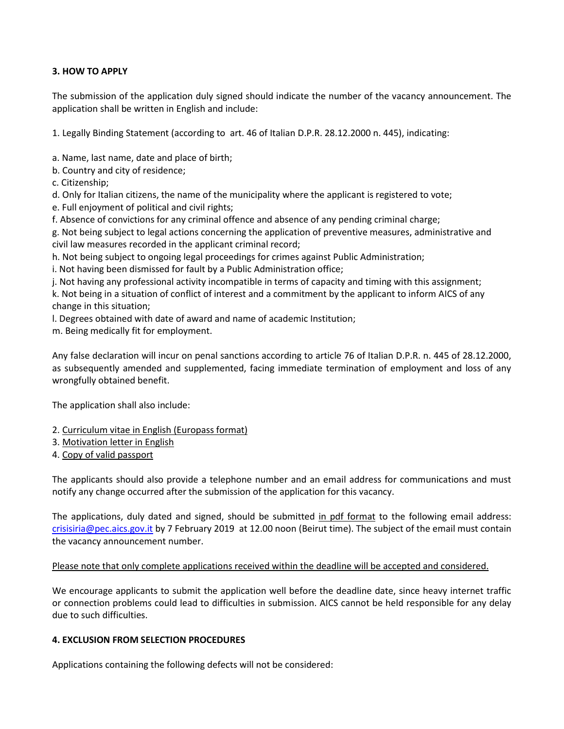### 3. HOW TO APPLY

The submission of the application duly signed should indicate the number of the vacancy announcement. The application shall be written in English and include:

1. Legally Binding Statement (according to art. 46 of Italian D.P.R. 28.12.2000 n. 445), indicating:

a. Name, last name, date and place of birth;
b. Country and city of residence;
c. Citizenship;
d. Only for Italian citizens, the name of the municipality where the applicant is registered to vote;
e. Full enjoyment of political and civil rights;
f. Absence of convictions for any criminal offence and absence of any pending criminal charge;
g. Not being subject to legal actions concerning the application of preventive measures, administrative and civil law measures recorded in the applicant criminal record;
h. Not being subject to ongoing legal proceedings for crimes against Public Administration;
i. Not having been dismissed for fault by a Public Administration office;
j. Not having any professional activity incompatible in terms of capacity and timing with this assignment;
k. Not being in a situation of conflict of interest and a commitment by the applicant to inform AICS of any change in this situation;
l. Degrees obtained with date of award and name of academic Institution;
m. Being medically fit for employment.

Any false declaration will incur on penal sanctions according to article 76 of Italian D.P.R. n. 445 of 28.12.2000, as subsequently amended and supplemented, facing immediate termination of employment and loss of any wrongfully obtained benefit.

The application shall also include:

2. Curriculum vitae in English (Europass format)
3. Motivation letter in English
4. Copy of valid passport

The applicants should also provide a telephone number and an email address for communications and must notify any change occurred after the submission of the application for this vacancy.

The applications, duly dated and signed, should be submitted in pdf format to the following email address: crisisiria@pec.aics.gov.it by 7 February 2019 at 12.00 noon (Beirut time). The subject of the email must contain the vacancy announcement number.

Please note that only complete applications received within the deadline will be accepted and considered.

We encourage applicants to submit the application well before the deadline date, since heavy internet traffic or connection problems could lead to difficulties in submission. AICS cannot be held responsible for any delay due to such difficulties.

### 4. EXCLUSION FROM SELECTION PROCEDURES

Applications containing the following defects will not be considered: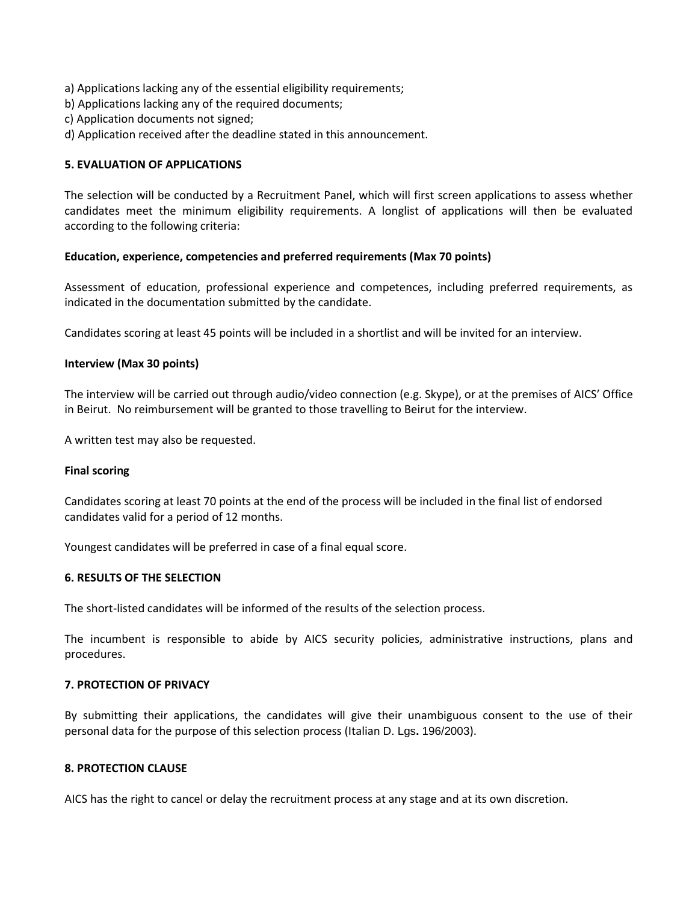a) Applications lacking any of the essential eligibility requirements;
b) Applications lacking any of the required documents;
c) Application documents not signed;
d) Application received after the deadline stated in this announcement.

## 5. EVALUATION OF APPLICATIONS

The selection will be conducted by a Recruitment Panel, which will first screen applications to assess whether candidates meet the minimum eligibility requirements. A longlist of applications will then be evaluated according to the following criteria:

### Education, experience, competencies and preferred requirements (Max 70 points)

Assessment of education, professional experience and competences, including preferred requirements, as indicated in the documentation submitted by the candidate.

Candidates scoring at least 45 points will be included in a shortlist and will be invited for an interview.

### Interview (Max 30 points)

The interview will be carried out through audio/video connection (e.g. Skype), or at the premises of AICS' Office in Beirut. No reimbursement will be granted to those travelling to Beirut for the interview.

A written test may also be requested.

### Final scoring

Candidates scoring at least 70 points at the end of the process will be included in the final list of endorsed candidates valid for a period of 12 months.

Youngest candidates will be preferred in case of a final equal score.

## 6. RESULTS OF THE SELECTION

The short-listed candidates will be informed of the results of the selection process.

The incumbent is responsible to abide by AICS security policies, administrative instructions, plans and procedures.

## 7. PROTECTION OF PRIVACY

By submitting their applications, the candidates will give their unambiguous consent to the use of their personal data for the purpose of this selection process (Italian D. Lgs. 196/2003).

## 8. PROTECTION CLAUSE

AICS has the right to cancel or delay the recruitment process at any stage and at its own discretion.